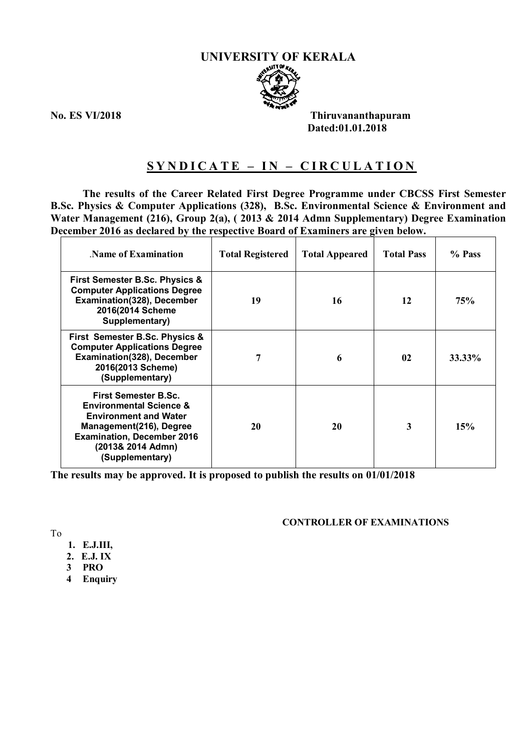# UNIVERSITY OF KERALA

**No. ES VI/2018** **Thiruvananthapuram**
**Dated:01.01.2018**

## SYNDICATE – IN – CIRCULATION

**The results of the Career Related First Degree Programme under CBCSS First Semester B.Sc. Physics & Computer Applications (328), B.Sc. Environmental Science & Environment and Water Management (216), Group 2(a), ( 2013 & 2014 Admn Supplementary) Degree Examination December 2016 as declared by the respective Board of Examiners are given below.**

| .Name of Examination | Total Registered | Total Appeared | Total Pass | % Pass |
|---|---|---|---|---|
| First Semester B.Sc. Physics & Computer Applications Degree Examination(328), December 2016(2014 Scheme Supplementary) | 19 | 16 | 12 | 75% |
| First Semester B.Sc. Physics & Computer Applications Degree Examination(328), December 2016(2013 Scheme) (Supplementary) | 7 | 6 | 02 | 33.33% |
| First Semester B.Sc. Environmental Science & Environment and Water Management(216), Degree Examination, December 2016 (2013& 2014 Admn) (Supplementary) | 20 | 20 | 3 | 15% |

**The results may be approved. It is proposed to publish the results on 01/01/2018**

**CONTROLLER OF EXAMINATIONS**

To

1. **E.J.III,**
2. **E.J. IX**
3. **PRO**
4. **Enquiry**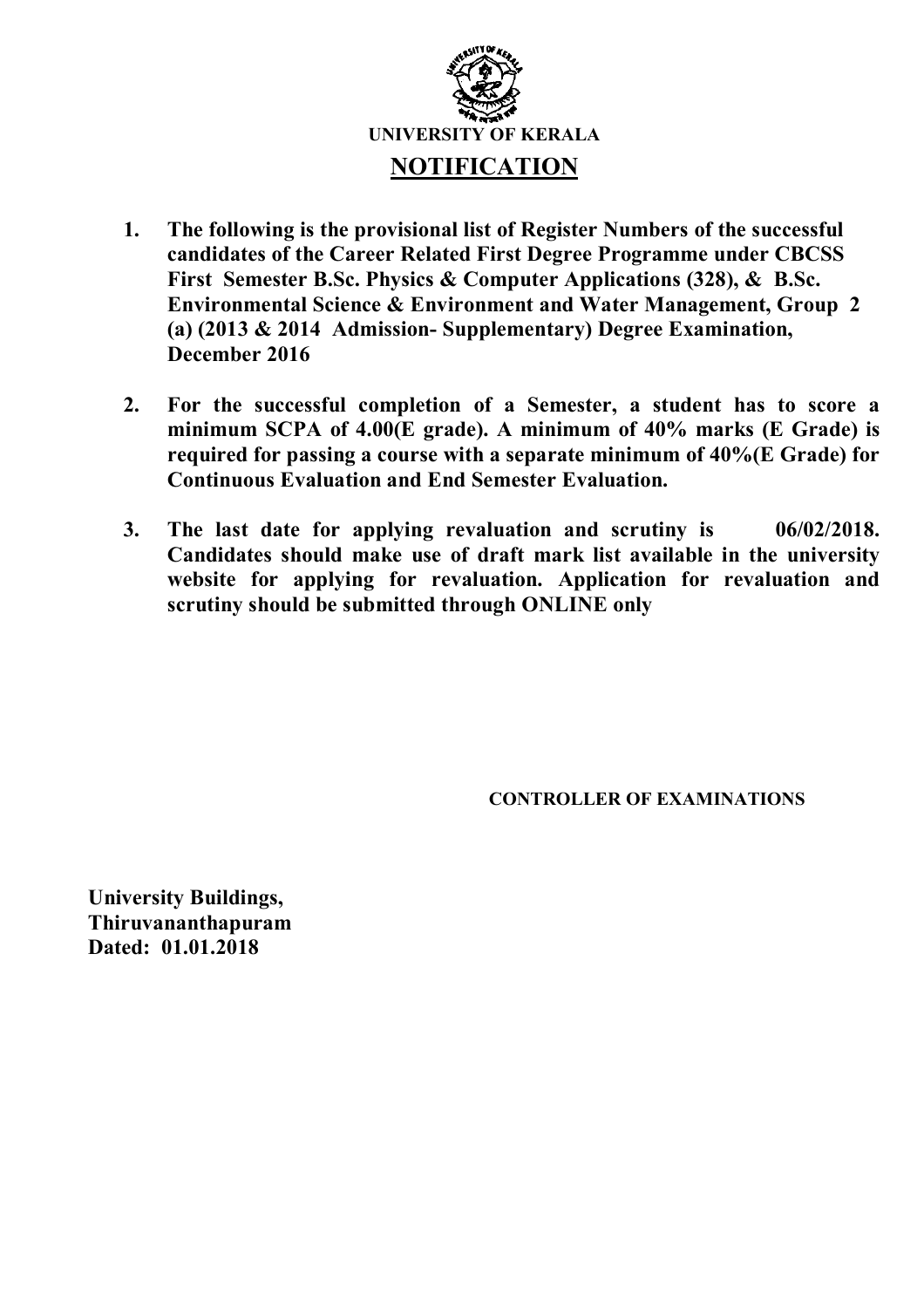**UNIVERSITY OF KERALA**

# NOTIFICATION

1. **The following is the provisional list of Register Numbers of the successful candidates of the Career Related First Degree Programme under CBCSS First Semester B.Sc. Physics & Computer Applications (328), & B.Sc. Environmental Science & Environment and Water Management, Group 2 (a) (2013 & 2014 Admission- Supplementary) Degree Examination, December 2016**

2. **For the successful completion of a Semester, a student has to score a minimum SCPA of 4.00(E grade). A minimum of 40% marks (E Grade) is required for passing a course with a separate minimum of 40%(E Grade) for Continuous Evaluation and End Semester Evaluation.**

3. **The last date for applying revaluation and scrutiny is 06/02/2018. Candidates should make use of draft mark list available in the university website for applying for revaluation. Application for revaluation and scrutiny should be submitted through ONLINE only**

**CONTROLLER OF EXAMINATIONS**

**University Buildings,**
**Thiruvananthapuram**
**Dated: 01.01.2018**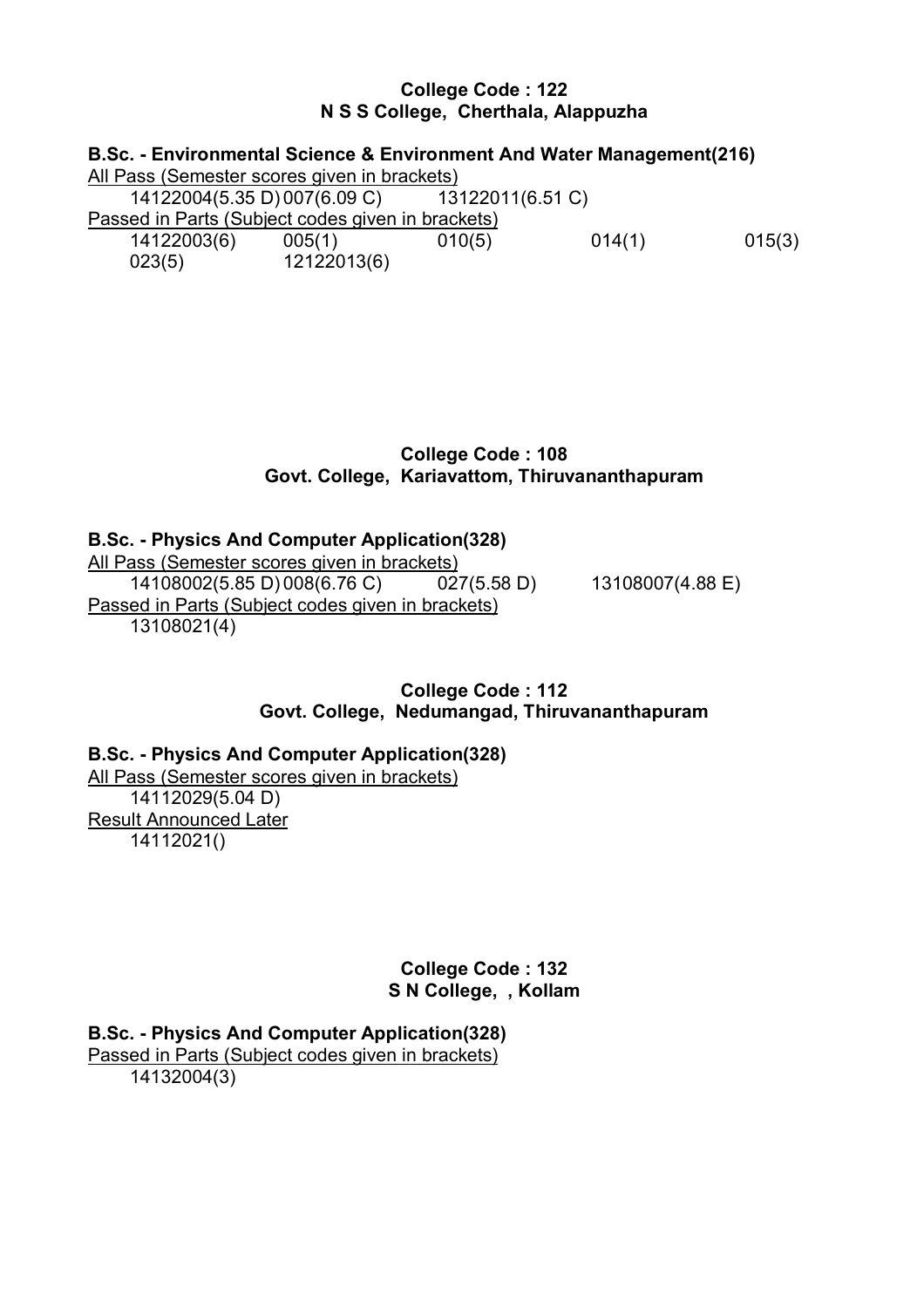**College Code : 122**
**N S S College, Cherthala, Alappuzha**

**B.Sc. - Environmental Science & Environment And Water Management(216)**

All Pass (Semester scores given in brackets)

14122004(5.35 D) 007(6.09 C) 13122011(6.51 C)

Passed in Parts (Subject codes given in brackets)

14122003(6) 005(1) 010(5) 014(1) 015(3)
023(5) 12122013(6)

**College Code : 108**
**Govt. College, Kariavattom, Thiruvananthapuram**

**B.Sc. - Physics And Computer Application(328)**

All Pass (Semester scores given in brackets)

14108002(5.85 D) 008(6.76 C) 027(5.58 D) 13108007(4.88 E)

Passed in Parts (Subject codes given in brackets)

13108021(4)

**College Code : 112**
**Govt. College, Nedumangad, Thiruvananthapuram**

**B.Sc. - Physics And Computer Application(328)**

All Pass (Semester scores given in brackets)

14112029(5.04 D)

Result Announced Later

14112021()

**College Code : 132**
**S N College, , Kollam**

**B.Sc. - Physics And Computer Application(328)**

Passed in Parts (Subject codes given in brackets)

14132004(3)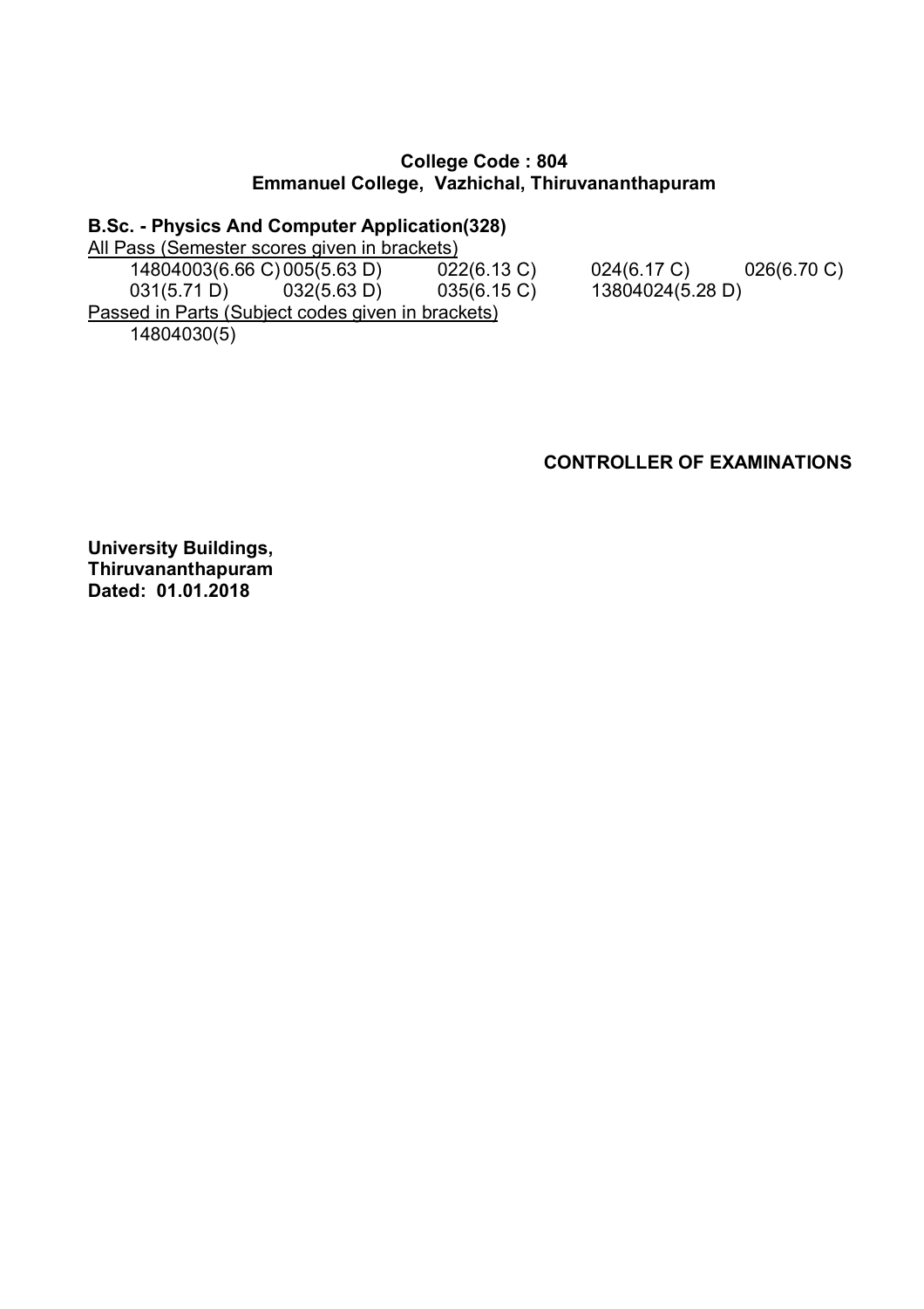**College Code : 804**
**Emmanuel College, Vazhichal, Thiruvananthapuram**

**B.Sc. - Physics And Computer Application(328)**

All Pass (Semester scores given in brackets)

14804003(6.66 C) 005(5.63 D) 022(6.13 C) 024(6.17 C) 026(6.70 C)
031(5.71 D) 032(5.63 D) 035(6.15 C) 13804024(5.28 D)

Passed in Parts (Subject codes given in brackets)

14804030(5)

**CONTROLLER OF EXAMINATIONS**

**University Buildings,**
**Thiruvananthapuram**
**Dated: 01.01.2018**